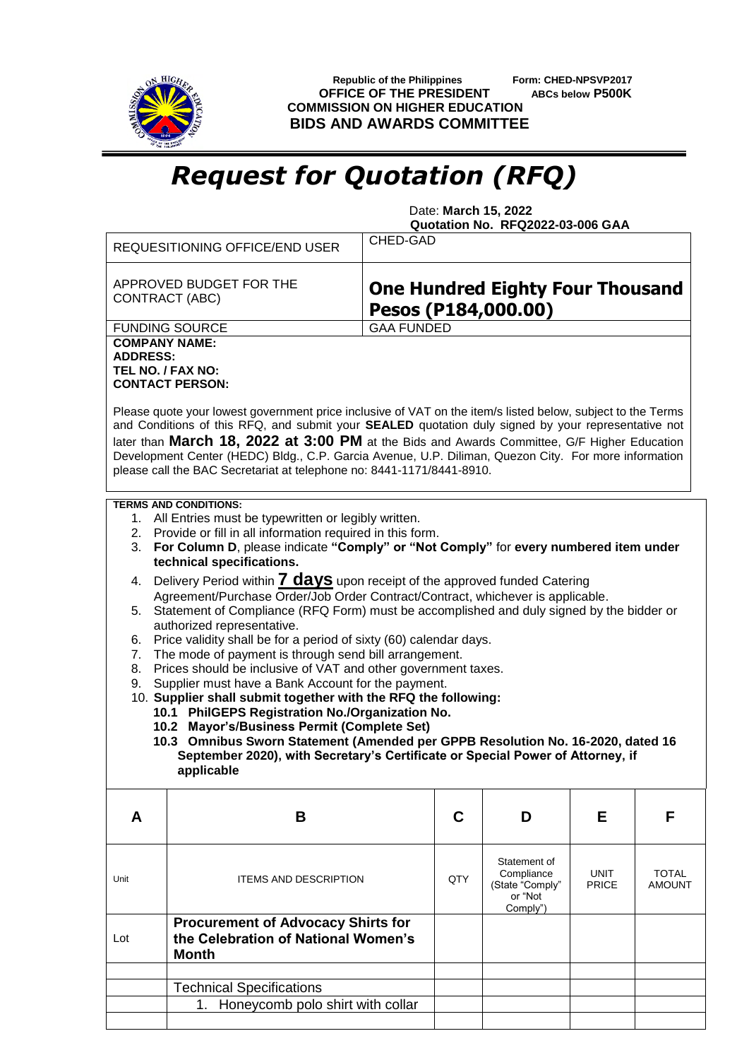Republic of the Philippines
**OFFICE OF THE PRESIDENT**
**COMMISSION ON HIGHER EDUCATION**
**BIDS AND AWARDS COMMITTEE**

Form: CHED-NPSVP2017
**ABCs below P500K**

# *Request for Quotation (RFQ)*

Date: **March 15, 2022**
**Quotation No. RFQ2022-03-006 GAA**

| | |
|---|---|
| REQUESITIONING OFFICE/END USER | CHED-GAD |
| APPROVED BUDGET FOR THE CONTRACT (ABC) | **One Hundred Eighty Four Thousand Pesos (P184,000.00)** |
| FUNDING SOURCE | GAA FUNDED |

**COMPANY NAME:**
**ADDRESS:**
**TEL NO. / FAX NO:**
**CONTACT PERSON:**

Please quote your lowest government price inclusive of VAT on the item/s listed below, subject to the Terms and Conditions of this RFQ, and submit your **SEALED** quotation duly signed by your representative not later than **March 18, 2022 at 3:00 PM** at the Bids and Awards Committee, G/F Higher Education Development Center (HEDC) Bldg., C.P. Garcia Avenue, U.P. Diliman, Quezon City. For more information please call the BAC Secretariat at telephone no: 8441-1171/8441-8910.

**TERMS AND CONDITIONS:**

1. All Entries must be typewritten or legibly written.
2. Provide or fill in all information required in this form.
3. **For Column D**, please indicate **"Comply" or "Not Comply"** for **every numbered item under technical specifications.**
4. Delivery Period within **7 days** upon receipt of the approved funded Catering Agreement/Purchase Order/Job Order Contract/Contract, whichever is applicable.
5. Statement of Compliance (RFQ Form) must be accomplished and duly signed by the bidder or authorized representative.
6. Price validity shall be for a period of sixty (60) calendar days.
7. The mode of payment is through send bill arrangement.
8. Prices should be inclusive of VAT and other government taxes.
9. Supplier must have a Bank Account for the payment.
10. **Supplier shall submit together with the RFQ the following:**
    **10.1 PhilGEPS Registration No./Organization No.**
    **10.2 Mayor's/Business Permit (Complete Set)**
    **10.3 Omnibus Sworn Statement (Amended per GPPB Resolution No. 16-2020, dated 16 September 2020), with Secretary's Certificate or Special Power of Attorney, if applicable**

| A | B | C | D | E | F |
|---|---|---|---|---|---|
| Unit | ITEMS AND DESCRIPTION | QTY | Statement of Compliance (State "Comply" or "Not Comply") | UNIT PRICE | TOTAL AMOUNT |
| Lot | **Procurement of Advocacy Shirts for the Celebration of National Women's Month** | | | | |
| | | | | | |
| | Technical Specifications | | | | |
| | 1. Honeycomb polo shirt with collar | | | | |
| | | | | | |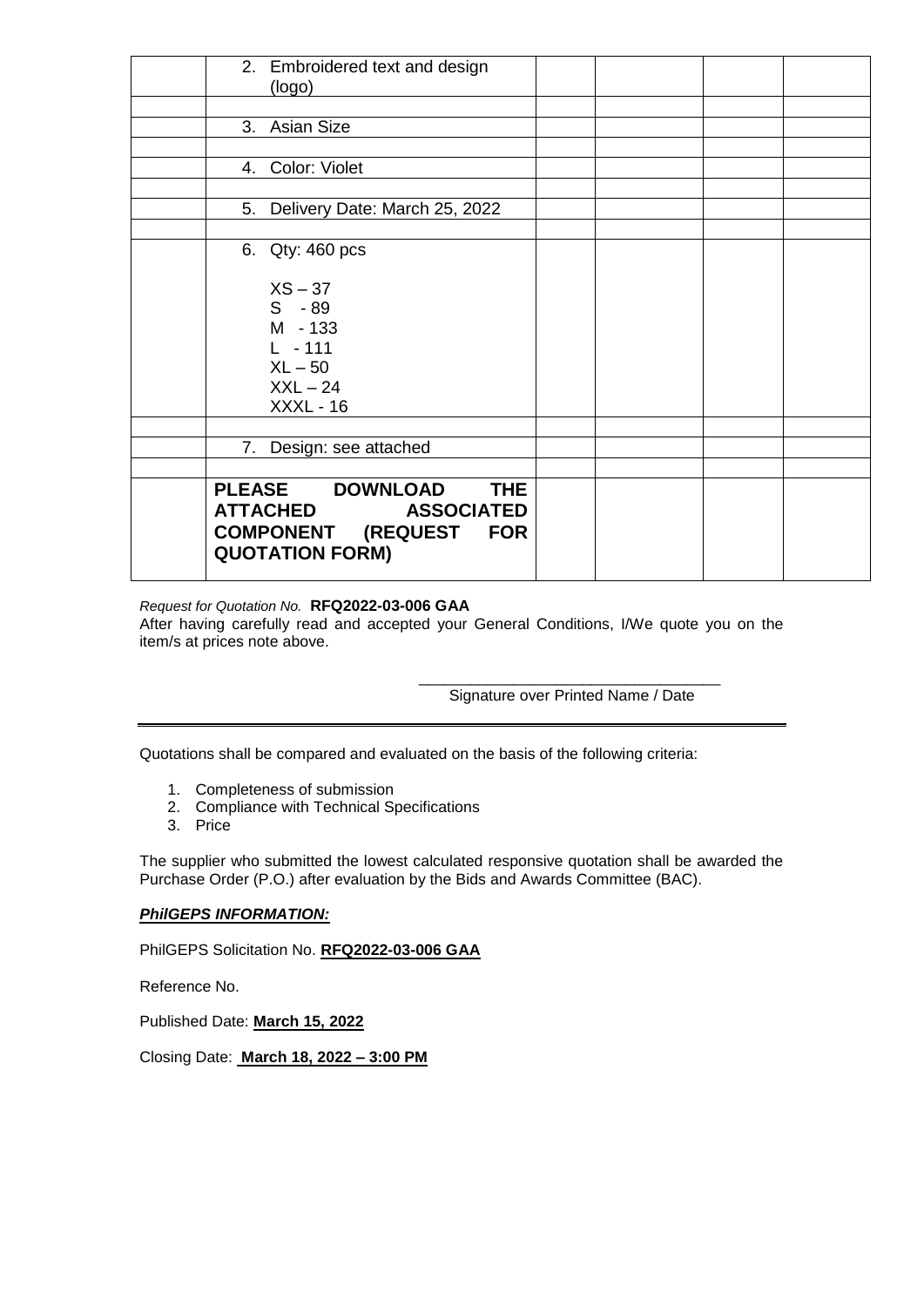| | | | | | |
|---|---|---|---|---|---|
| | 2. Embroidered text and design (logo) | | | | |
| | | | | | |
| | 3. Asian Size | | | | |
| | | | | | |
| | 4. Color: Violet | | | | |
| | | | | | |
| | 5. Delivery Date: March 25, 2022 | | | | |
| | | | | | |
| | 6. Qty: 460 pcs<br><br>XS – 37<br>S - 89<br>M - 133<br>L - 111<br>XL – 50<br>XXL – 24<br>XXXL - 16 | | | | |
| | | | | | |
| | 7. Design: see attached | | | | |
| | | | | | |
| | **PLEASE DOWNLOAD THE ATTACHED ASSOCIATED COMPONENT (REQUEST FOR QUOTATION FORM)** | | | | |

*Request for Quotation No.* **RFQ2022-03-006 GAA**

After having carefully read and accepted your General Conditions, I/We quote you on the item/s at prices note above.

\_\_\_\_\_\_\_\_\_\_\_\_\_\_\_\_\_\_\_\_\_\_\_\_\_\_\_\_\_\_\_\_\_\_\_\_

Signature over Printed Name / Date

---

Quotations shall be compared and evaluated on the basis of the following criteria:

1. Completeness of submission
2. Compliance with Technical Specifications
3. Price

The supplier who submitted the lowest calculated responsive quotation shall be awarded the Purchase Order (P.O.) after evaluation by the Bids and Awards Committee (BAC).

***PhilGEPS INFORMATION:***

PhilGEPS Solicitation No. **RFQ2022-03-006 GAA**

Reference No.

Published Date: **March 15, 2022**

Closing Date: **March 18, 2022 – 3:00 PM**